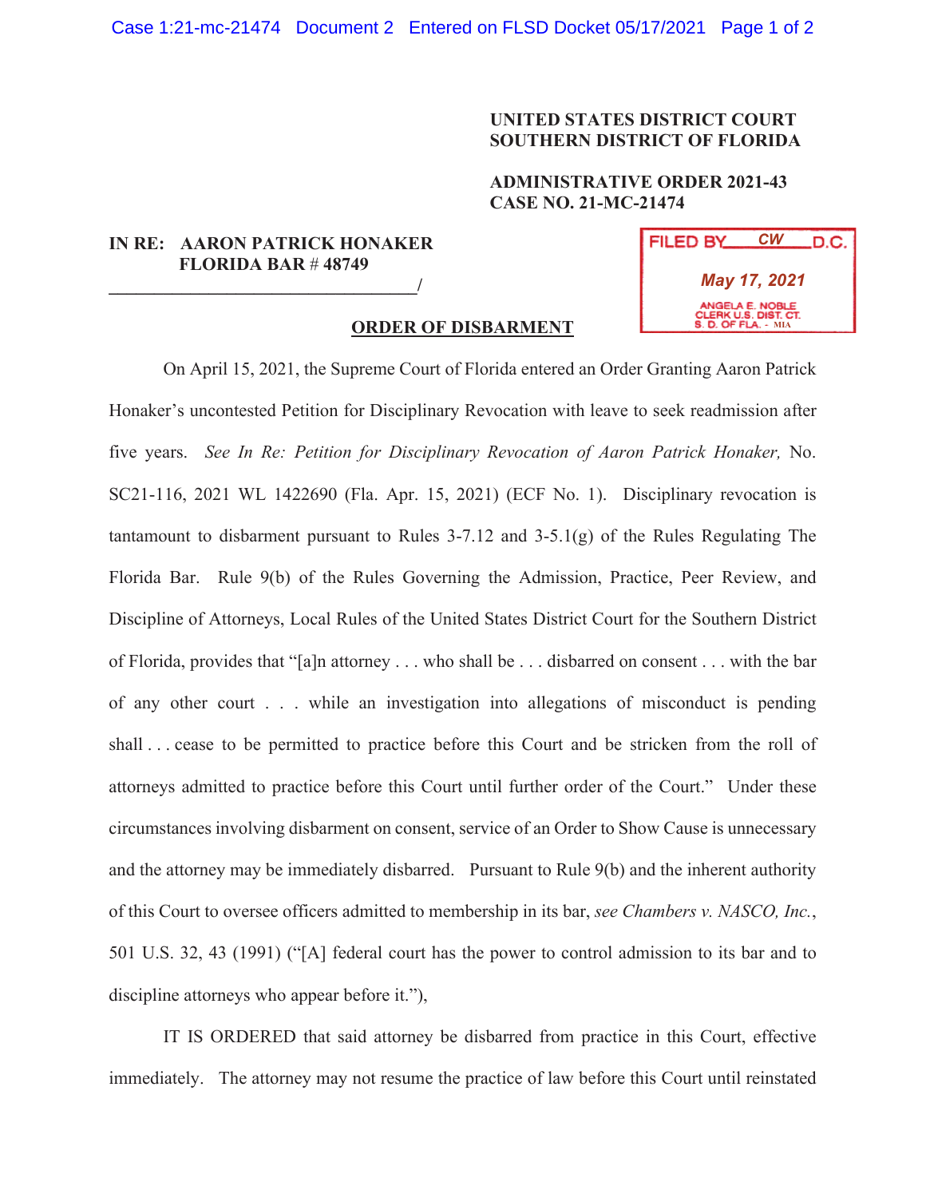**UNITED STATES DISTRICT COURT**
**SOUTHERN DISTRICT OF FLORIDA**

**ADMINISTRATIVE ORDER 2021-43**
**CASE NO. 21-MC-21474**

**IN RE: AARON PATRICK HONAKER**
**FLORIDA BAR # 48749**
_________________________________/

FILED BY CW D.C.
May 17, 2021
ANGELA E. NOBLE
CLERK U.S. DIST. CT.
S. D. OF FLA. - MIA

**ORDER OF DISBARMENT**

On April 15, 2021, the Supreme Court of Florida entered an Order Granting Aaron Patrick Honaker's uncontested Petition for Disciplinary Revocation with leave to seek readmission after five years. *See In Re: Petition for Disciplinary Revocation of Aaron Patrick Honaker,* No. SC21-116, 2021 WL 1422690 (Fla. Apr. 15, 2021) (ECF No. 1). Disciplinary revocation is tantamount to disbarment pursuant to Rules 3-7.12 and 3-5.1(g) of the Rules Regulating The Florida Bar. Rule 9(b) of the Rules Governing the Admission, Practice, Peer Review, and Discipline of Attorneys, Local Rules of the United States District Court for the Southern District of Florida, provides that "[a]n attorney . . . who shall be . . . disbarred on consent . . . with the bar of any other court . . . while an investigation into allegations of misconduct is pending shall . . . cease to be permitted to practice before this Court and be stricken from the roll of attorneys admitted to practice before this Court until further order of the Court." Under these circumstances involving disbarment on consent, service of an Order to Show Cause is unnecessary and the attorney may be immediately disbarred. Pursuant to Rule 9(b) and the inherent authority of this Court to oversee officers admitted to membership in its bar, *see Chambers v. NASCO, Inc.*, 501 U.S. 32, 43 (1991) ("[A] federal court has the power to control admission to its bar and to discipline attorneys who appear before it."),

IT IS ORDERED that said attorney be disbarred from practice in this Court, effective immediately. The attorney may not resume the practice of law before this Court until reinstated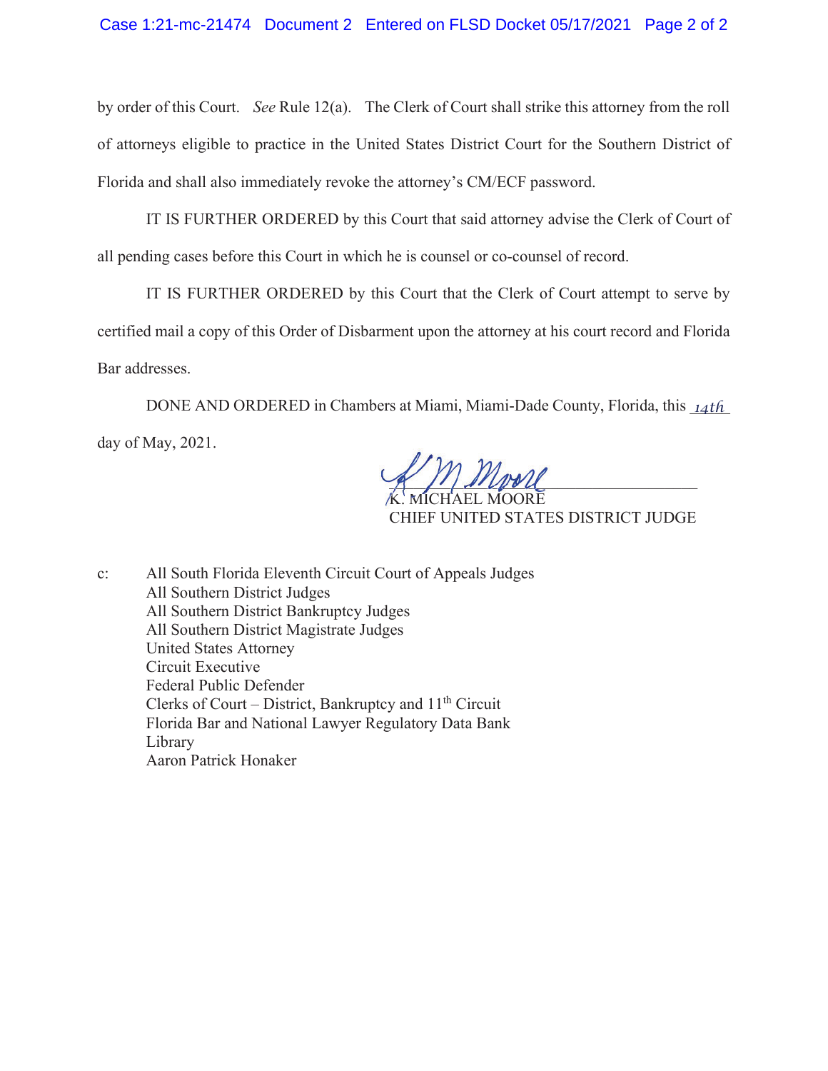by order of this Court. *See* Rule 12(a). The Clerk of Court shall strike this attorney from the roll of attorneys eligible to practice in the United States District Court for the Southern District of Florida and shall also immediately revoke the attorney's CM/ECF password.

IT IS FURTHER ORDERED by this Court that said attorney advise the Clerk of Court of all pending cases before this Court in which he is counsel or co-counsel of record.

IT IS FURTHER ORDERED by this Court that the Clerk of Court attempt to serve by certified mail a copy of this Order of Disbarment upon the attorney at his court record and Florida Bar addresses.

DONE AND ORDERED in Chambers at Miami, Miami-Dade County, Florida, this 14th day of May, 2021.

K. MICHAEL MOORE
CHIEF UNITED STATES DISTRICT JUDGE

c: All South Florida Eleventh Circuit Court of Appeals Judges
All Southern District Judges
All Southern District Bankruptcy Judges
All Southern District Magistrate Judges
United States Attorney
Circuit Executive
Federal Public Defender
Clerks of Court – District, Bankruptcy and 11th Circuit
Florida Bar and National Lawyer Regulatory Data Bank
Library
Aaron Patrick Honaker